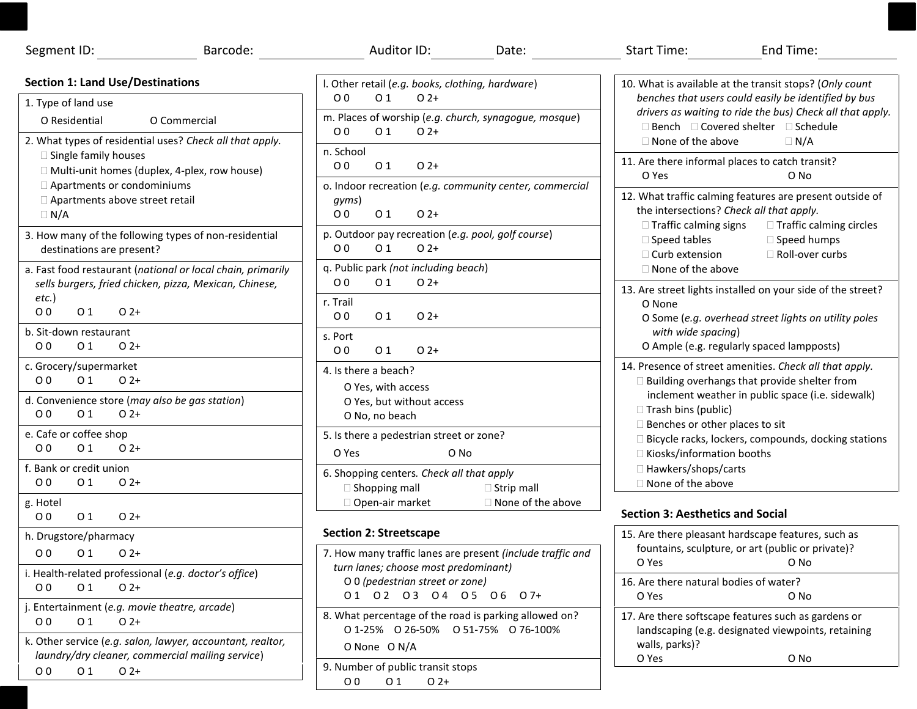Segment ID: ______________ Barcode: ______________ Auditor ID: ______________ Date: ______________ Start Time: ______________ End Time: ______________

## Section 1: Land Use/Destinations

1. Type of land use
   - O Residential
   - O Commercial

2. What types of residential uses? *Check all that apply.*
   - ☐ Single family houses
   - ☐ Multi-unit homes (duplex, 4-plex, row house)
   - ☐ Apartments or condominiums
   - ☐ Apartments above street retail
   - ☐ N/A

3. How many of the following types of non-residential destinations are present?

a. Fast food restaurant (*national or local chain, primarily sells burgers, fried chicken, pizza, Mexican, Chinese, etc.*)
O 0 O 1 O 2+

b. Sit-down restaurant
O 0 O 1 O 2+

c. Grocery/supermarket
O 0 O 1 O 2+

d. Convenience store (*may also be gas station*)
O 0 O 1 O 2+

e. Cafe or coffee shop
O 0 O 1 O 2+

f. Bank or credit union
O 0 O 1 O 2+

g. Hotel
O 0 O 1 O 2+

h. Drugstore/pharmacy
O 0 O 1 O 2+

i. Health-related professional (*e.g. doctor's office*)
O 0 O 1 O 2+

j. Entertainment (*e.g. movie theatre, arcade*)
O 0 O 1 O 2+

k. Other service (*e.g. salon, lawyer, accountant, realtor, laundry/dry cleaner, commercial mailing service*)
O 0 O 1 O 2+

l. Other retail (*e.g. books, clothing, hardware*)
O 0 O 1 O 2+

m. Places of worship (*e.g. church, synagogue, mosque*)
O 0 O 1 O 2+

n. School
O 0 O 1 O 2+

o. Indoor recreation (*e.g. community center, commercial gyms*)
O 0 O 1 O 2+

p. Outdoor pay recreation (*e.g. pool, golf course*)
O 0 O 1 O 2+

q. Public park *(not including beach)*
O 0 O 1 O 2+

r. Trail
O 0 O 1 O 2+

s. Port
O 0 O 1 O 2+

4. Is there a beach?
   - O Yes, with access
   - O Yes, but without access
   - O No, no beach

5. Is there a pedestrian street or zone?
   - O Yes
   - O No

6. Shopping centers. *Check all that apply*
   - ☐ Shopping mall
   - ☐ Strip mall
   - ☐ Open-air market
   - ☐ None of the above

## Section 2: Streetscape

7. How many traffic lanes are present *(include traffic and turn lanes; choose most predominant)*
   - O 0 *(pedestrian street or zone)*
   - O 1 O 2 O 3 O 4 O 5 O 6 O 7+

8. What percentage of the road is parking allowed on?
   - O 1-25% O 26-50% O 51-75% O 76-100%
   - O None O N/A

9. Number of public transit stops
   - O 0 O 1 O 2+

10. What is available at the transit stops? (*Only count benches that users could easily be identified by bus drivers as waiting to ride the bus) Check all that apply.*
    - ☐ Bench
    - ☐ Covered shelter
    - ☐ Schedule
    - ☐ None of the above
    - ☐ N/A

11. Are there informal places to catch transit?
    - O Yes
    - O No

12. What traffic calming features are present outside of the intersections? *Check all that apply.*
    - ☐ Traffic calming signs
    - ☐ Traffic calming circles
    - ☐ Speed tables
    - ☐ Speed humps
    - ☐ Curb extension
    - ☐ Roll-over curbs
    - ☐ None of the above

13. Are street lights installed on your side of the street?
    - O None
    - O Some (*e.g. overhead street lights on utility poles with wide spacing*)
    - O Ample (e.g. regularly spaced lampposts)

14. Presence of street amenities. *Check all that apply.*
    - ☐ Building overhangs that provide shelter from inclement weather in public space (i.e. sidewalk)
    - ☐ Trash bins (public)
    - ☐ Benches or other places to sit
    - ☐ Bicycle racks, lockers, compounds, docking stations
    - ☐ Kiosks/information booths
    - ☐ Hawkers/shops/carts
    - ☐ None of the above

## Section 3: Aesthetics and Social

15. Are there pleasant hardscape features, such as fountains, sculpture, or art (public or private)?
    - O Yes
    - O No

16. Are there natural bodies of water?
    - O Yes
    - O No

17. Are there softscape features such as gardens or landscaping (e.g. designated viewpoints, retaining walls, parks)?
    - O Yes
    - O No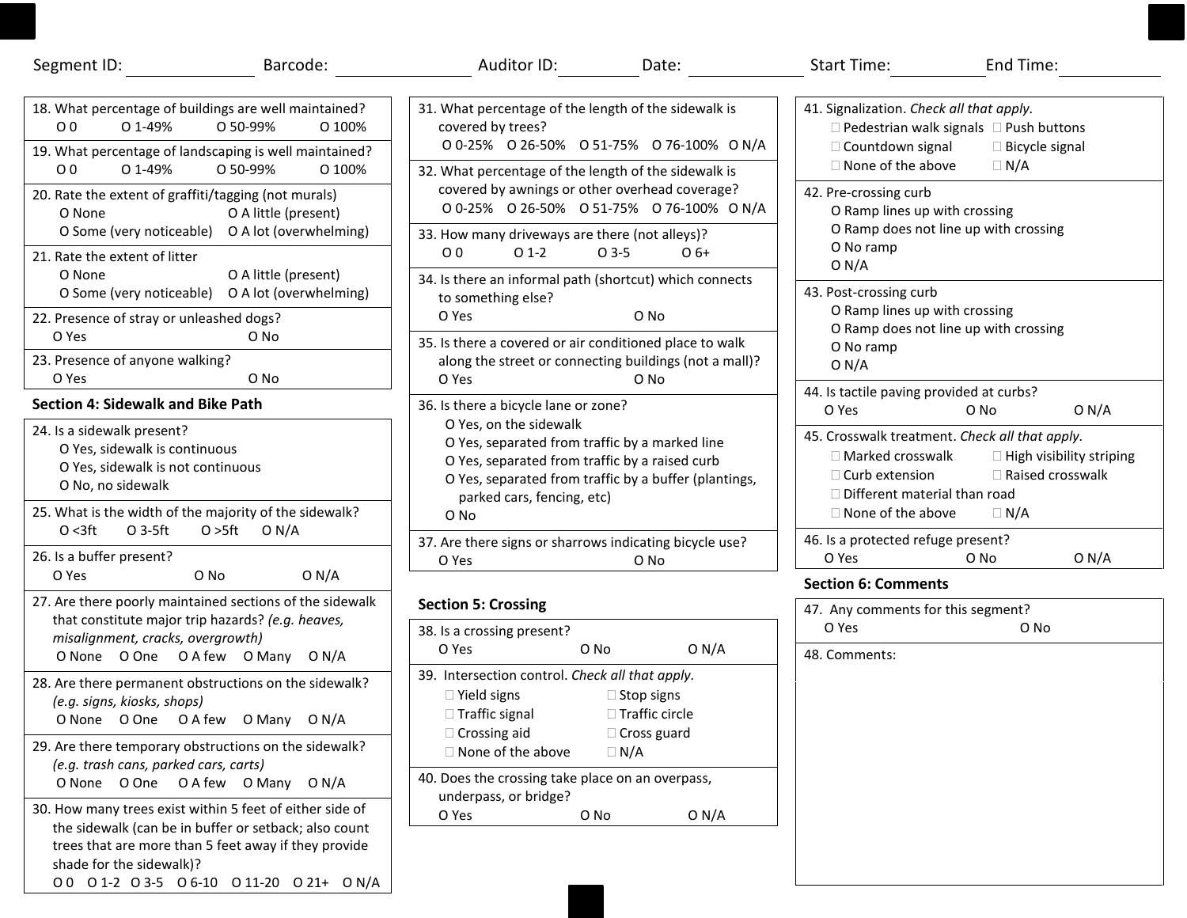Segment ID: \_\_\_\_\_\_\_\_\_\_ Barcode: \_\_\_\_\_\_\_\_\_\_ Auditor ID: \_\_\_\_\_\_\_\_ Date: \_\_\_\_\_\_\_\_\_\_ Start Time: \_\_\_\_\_\_\_\_ End Time: \_\_\_\_\_\_\_\_

18. What percentage of buildings are well maintained?
O 0 O 1-49% O 50-99% O 100%

19. What percentage of landscaping is well maintained?
O 0 O 1-49% O 50-99% O 100%

20. Rate the extent of graffiti/tagging (not murals)
O None O A little (present)
O Some (very noticeable) O A lot (overwhelming)

21. Rate the extent of litter
O None O A little (present)
O Some (very noticeable) O A lot (overwhelming)

22. Presence of stray or unleashed dogs?
O Yes O No

23. Presence of anyone walking?
O Yes O No

### Section 4: Sidewalk and Bike Path

24. Is a sidewalk present?
O Yes, sidewalk is continuous
O Yes, sidewalk is not continuous
O No, no sidewalk

25. What is the width of the majority of the sidewalk?
O <3ft O 3-5ft O >5ft O N/A

26. Is a buffer present?
O Yes O No O N/A

27. Are there poorly maintained sections of the sidewalk that constitute major trip hazards? *(e.g. heaves, misalignment, cracks, overgrowth)*
O None O One O A few O Many O N/A

28. Are there permanent obstructions on the sidewalk? *(e.g. signs, kiosks, shops)*
O None O One O A few O Many O N/A

29. Are there temporary obstructions on the sidewalk? *(e.g. trash cans, parked cars, carts)*
O None O One O A few O Many O N/A

30. How many trees exist within 5 feet of either side of the sidewalk (can be in buffer or setback; also count trees that are more than 5 feet away if they provide shade for the sidewalk)?
O 0 O 1-2 O 3-5 O 6-10 O 11-20 O 21+ O N/A

31. What percentage of the length of the sidewalk is covered by trees?
O 0-25% O 26-50% O 51-75% O 76-100% O N/A

32. What percentage of the length of the sidewalk is covered by awnings or other overhead coverage?
O 0-25% O 26-50% O 51-75% O 76-100% O N/A

33. How many driveways are there (not alleys)?
O 0 O 1-2 O 3-5 O 6+

34. Is there an informal path (shortcut) which connects to something else?
O Yes O No

35. Is there a covered or air conditioned place to walk along the street or connecting buildings (not a mall)?
O Yes O No

36. Is there a bicycle lane or zone?
O Yes, on the sidewalk
O Yes, separated from traffic by a marked line
O Yes, separated from traffic by a raised curb
O Yes, separated from traffic by a buffer (plantings, parked cars, fencing, etc)
O No

37. Are there signs or sharrows indicating bicycle use?
O Yes O No

### Section 5: Crossing

38. Is a crossing present?
O Yes O No O N/A

39. Intersection control. *Check all that apply.*
☐ Yield signs ☐ Stop signs
☐ Traffic signal ☐ Traffic circle
☐ Crossing aid ☐ Cross guard
☐ None of the above ☐ N/A

40. Does the crossing take place on an overpass, underpass, or bridge?
O Yes O No O N/A

41. Signalization. *Check all that apply.*
☐ Pedestrian walk signals ☐ Push buttons
☐ Countdown signal ☐ Bicycle signal
☐ None of the above ☐ N/A

42. Pre-crossing curb
O Ramp lines up with crossing
O Ramp does not line up with crossing
O No ramp
O N/A

43. Post-crossing curb
O Ramp lines up with crossing
O Ramp does not line up with crossing
O No ramp
O N/A

44. Is tactile paving provided at curbs?
O Yes O No O N/A

45. Crosswalk treatment. *Check all that apply.*
☐ Marked crosswalk ☐ High visibility striping
☐ Curb extension ☐ Raised crosswalk
☐ Different material than road
☐ None of the above ☐ N/A

46. Is a protected refuge present?
O Yes O No O N/A

### Section 6: Comments

47. Any comments for this segment?
O Yes O No

48. Comments: